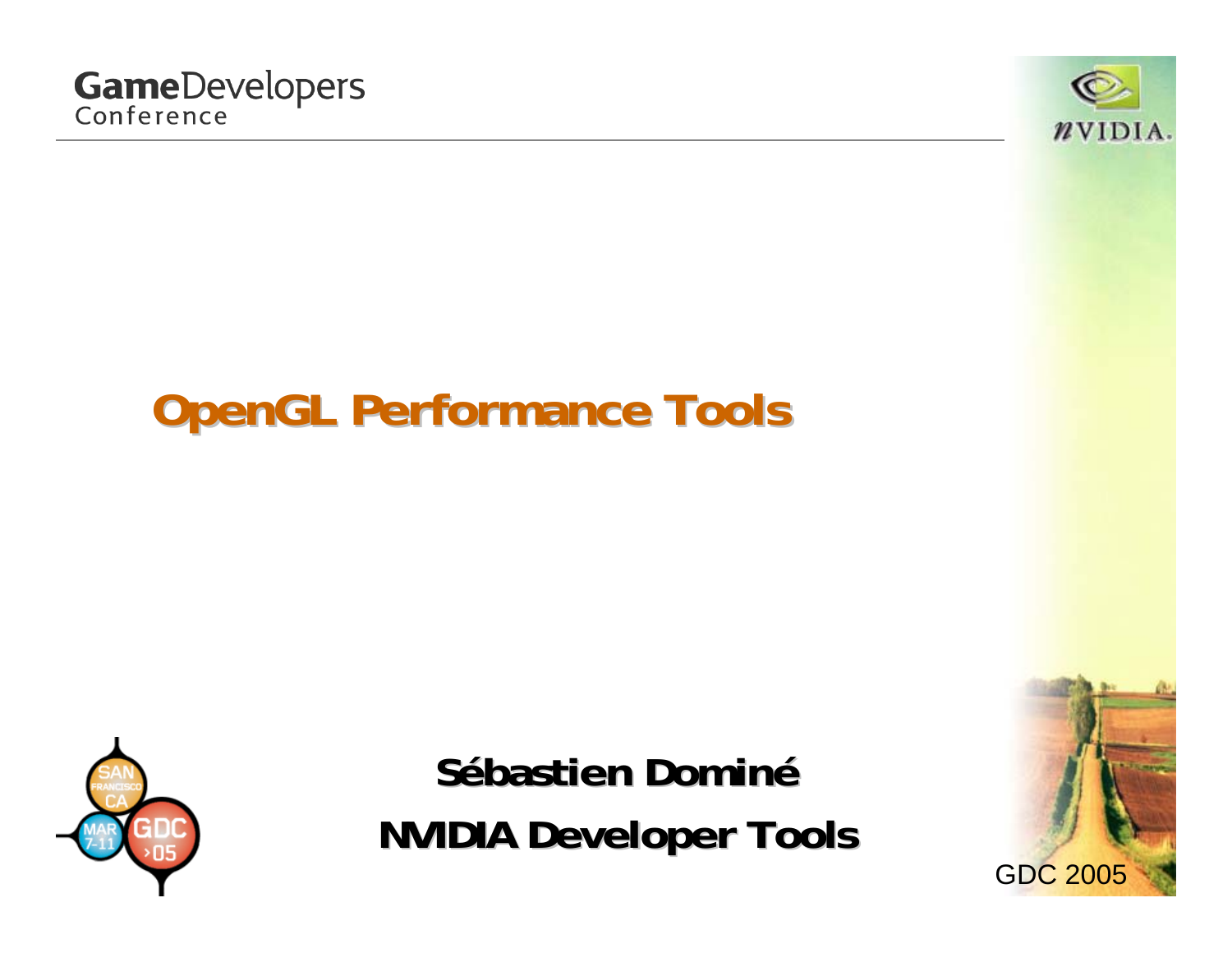# OpenGL Performance Tools

**Sébastien Dominé**

**NVIDIA Developer Tools**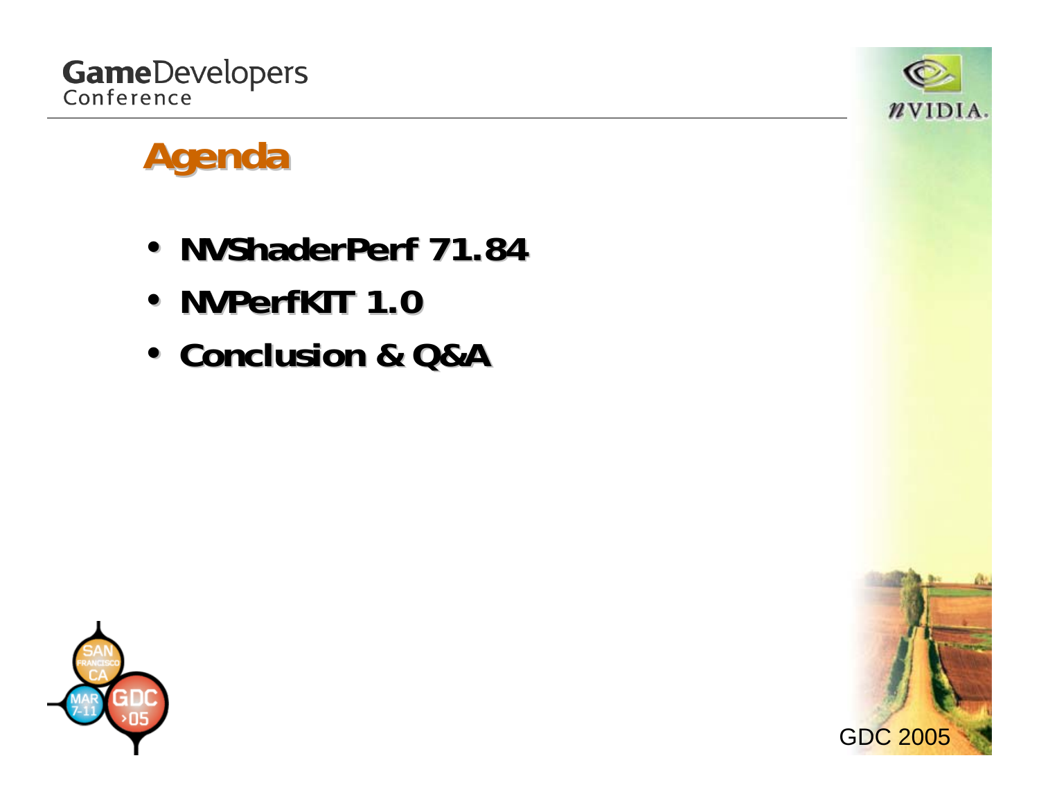# Agenda

- NVShaderPerf 71.84
- NVPerfKIT 1.0
- Conclusion & Q&A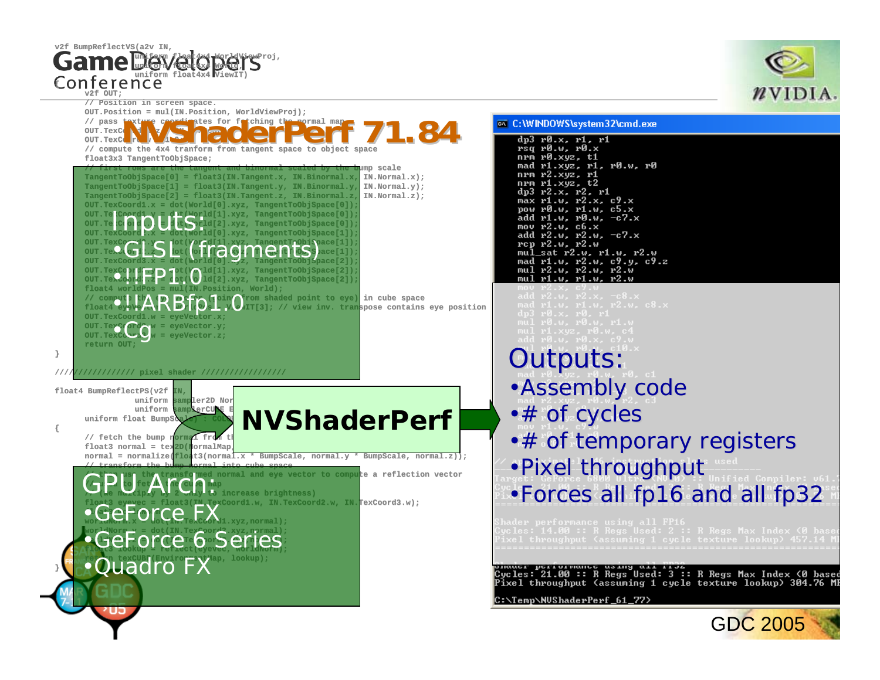# NVShaderPerf 71.84

**Inputs:**

- GLSL (fragments)
- !!FP1.0
- !!ARBfp1.0
- Cg

**NVShaderPerf**

**Outputs:**

- Assembly code
- # of cycles
- # of temporary registers
- Pixel throughput
- Forces all fp16 and all fp32

**GPU Arch:**

- GeForce FX
- GeForce 6 Series
- Quadro FX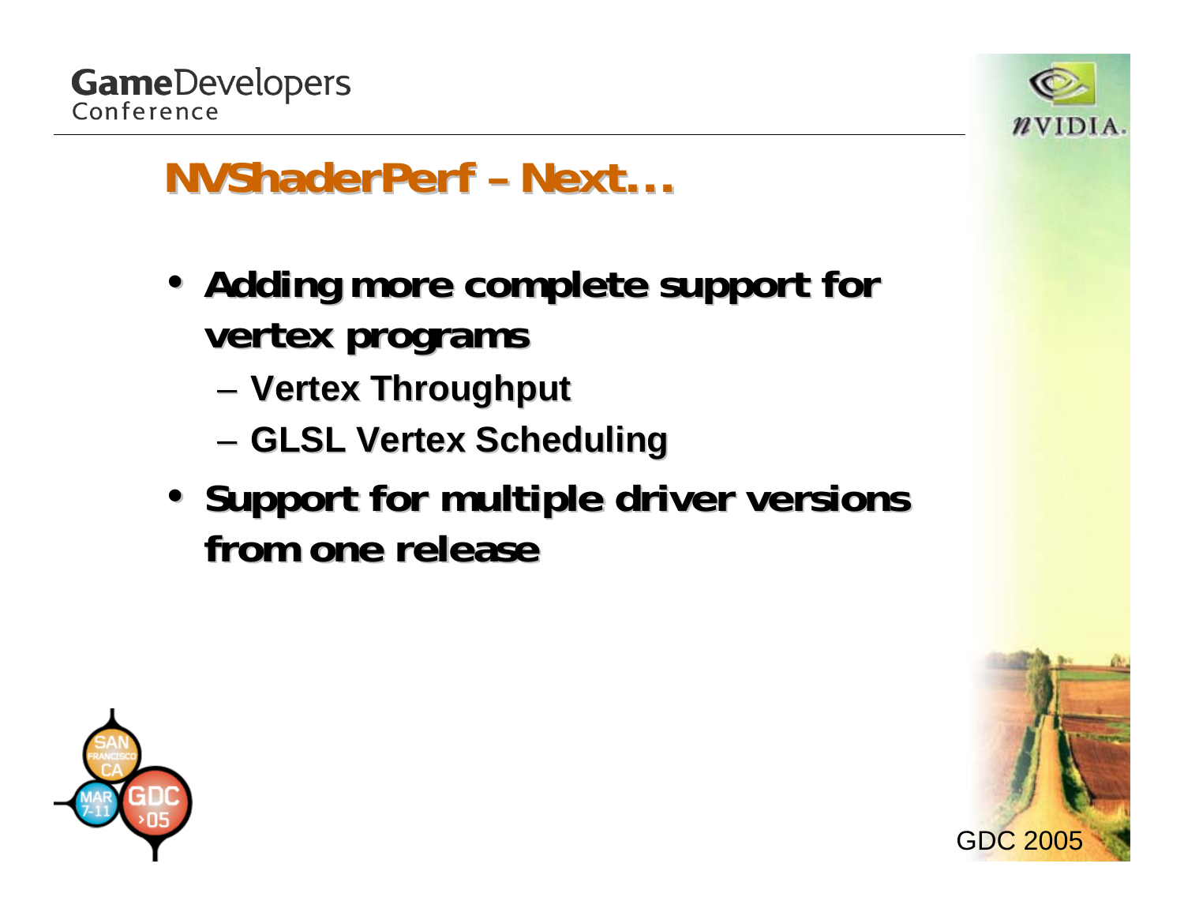## NVShaderPerf – Next…

- Adding more complete support for vertex programs
  - Vertex Throughput
  - GLSL Vertex Scheduling
- Support for multiple driver versions from one release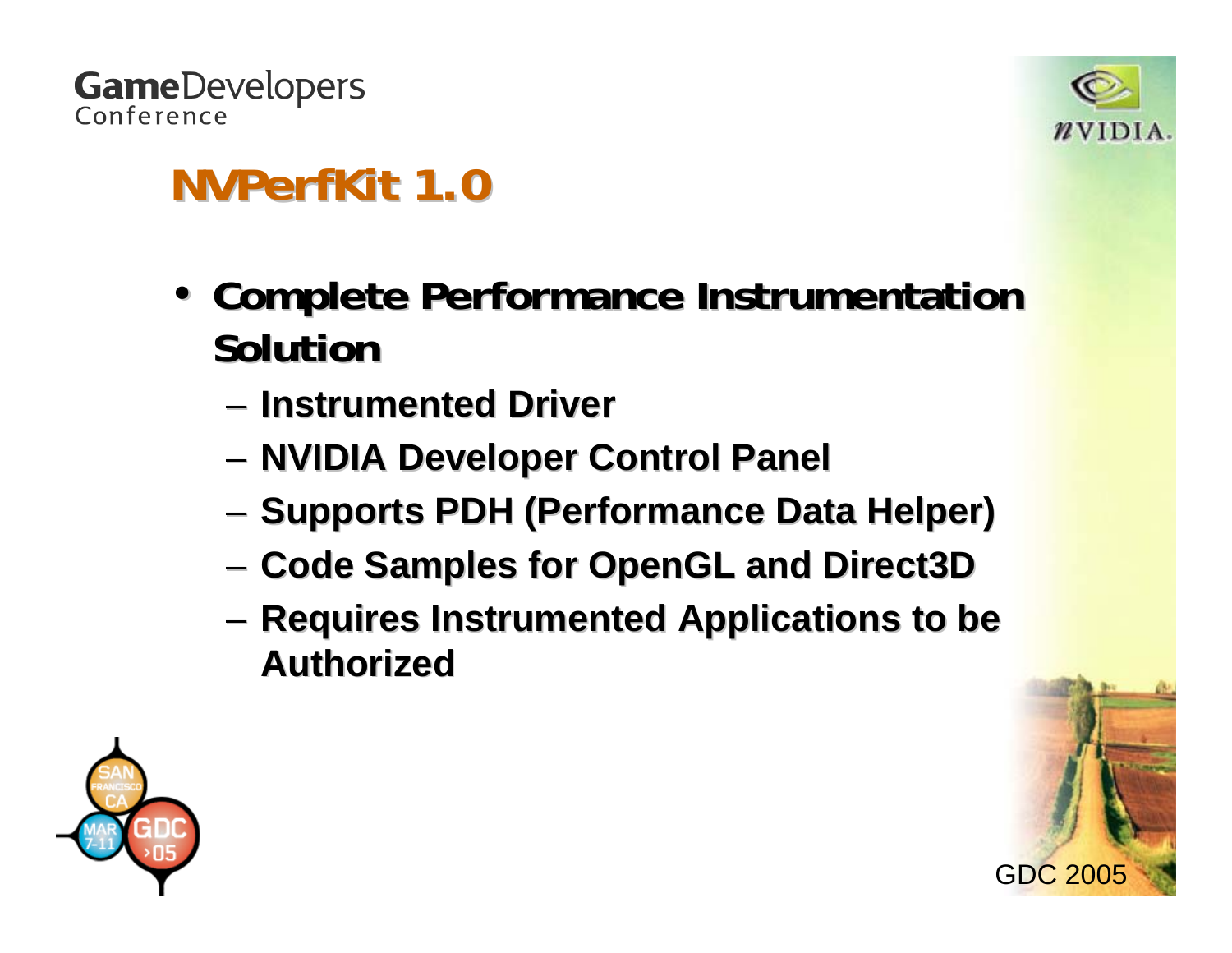# NVPerfKit 1.0

- **Complete Performance Instrumentation Solution**
  - **Instrumented Driver**
  - **NVIDIA Developer Control Panel**
  - **Supports PDH (Performance Data Helper)**
  - **Code Samples for OpenGL and Direct3D**
  - **Requires Instrumented Applications to be Authorized**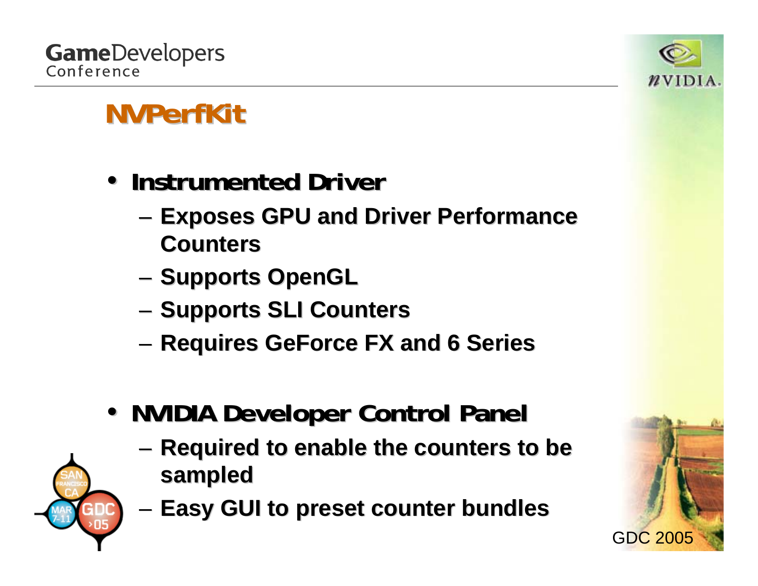# NVPerfKit

- **Instrumented Driver**
  - Exposes GPU and Driver Performance Counters
  - Supports OpenGL
  - Supports SLI Counters
  - Requires GeForce FX and 6 Series
- **NVIDIA Developer Control Panel**
  - Required to enable the counters to be sampled
  - Easy GUI to preset counter bundles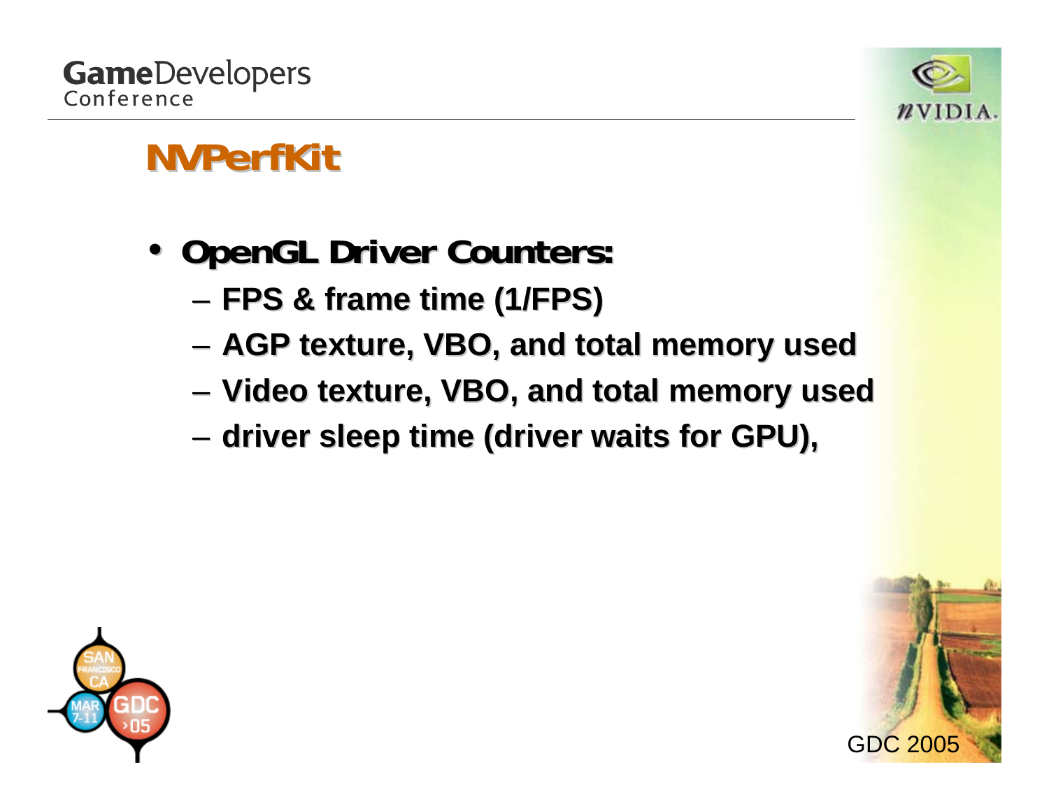# NVPerfKit

- **OpenGL Driver Counters:**
  - FPS & frame time (1/FPS)
  - AGP texture, VBO, and total memory used
  - Video texture, VBO, and total memory used
  - driver sleep time (driver waits for GPU),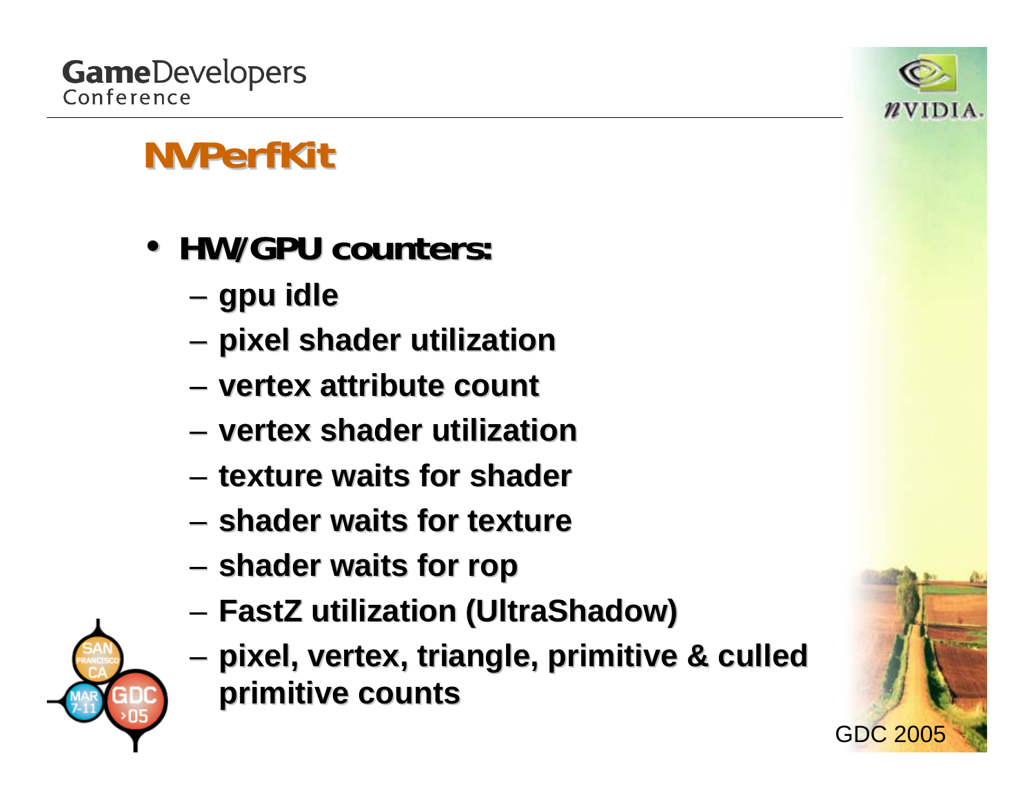# NVPerfKit

- **HW/GPU counters:**
  - gpu idle
  - pixel shader utilization
  - vertex attribute count
  - vertex shader utilization
  - texture waits for shader
  - shader waits for texture
  - shader waits for rop
  - FastZ utilization (UltraShadow)
  - pixel, vertex, triangle, primitive & culled primitive counts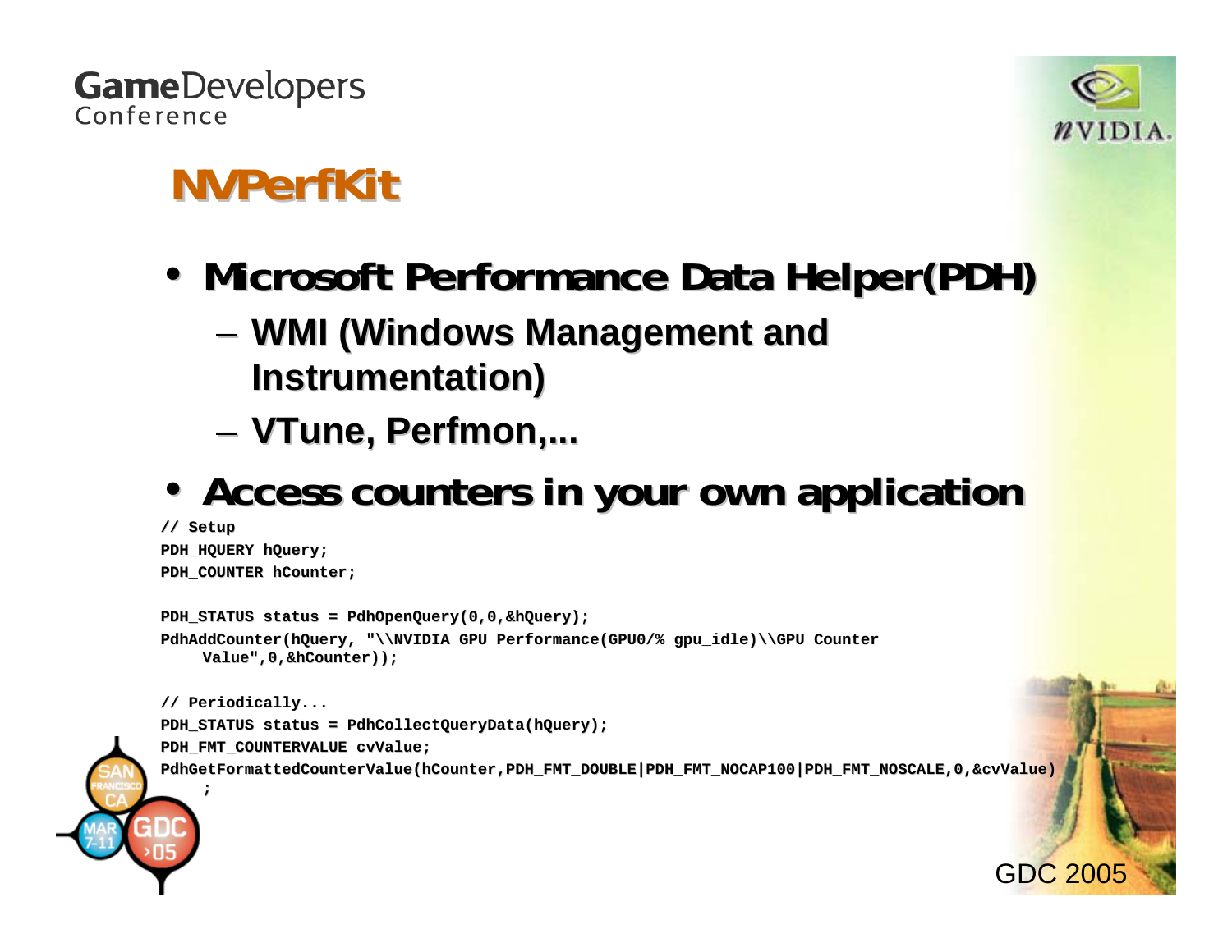# NVPerfKit

- **Microsoft Performance Data Helper(PDH)**
  - **WMI (Windows Management and Instrumentation)**
  - **VTune, Perfmon,...**
- **Access counters in your own application**

```
// Setup
PDH_HQUERY hQuery;
PDH_COUNTER hCounter;

PDH_STATUS status = PdhOpenQuery(0,0,&hQuery);
PdhAddCounter(hQuery, "\\NVIDIA GPU Performance(GPU0/% gpu_idle)\\GPU Counter
    Value",0,&hCounter));

// Periodically...
PDH_STATUS status = PdhCollectQueryData(hQuery);
PDH_FMT_COUNTERVALUE cvValue;
PdhGetFormattedCounterValue(hCounter,PDH_FMT_DOUBLE|PDH_FMT_NOCAP100|PDH_FMT_NOSCALE,0,&cvValue)
    ;
```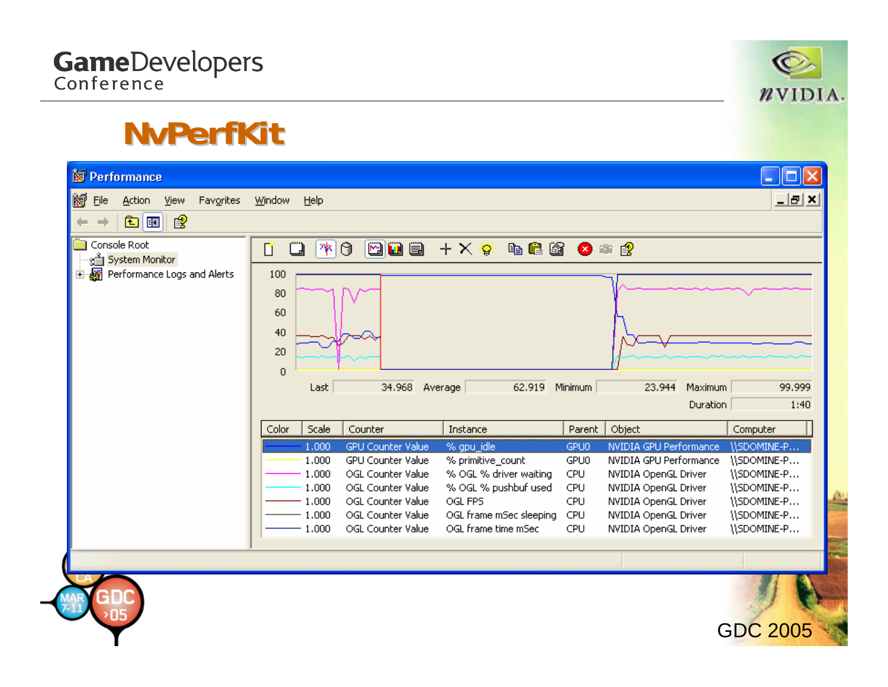# NvPerfKit

Performance

File Action View Favorites Window Help

Console Root
- System Monitor
- Performance Logs and Alerts

| Last | 34.968 | Average | 62.919 | Minimum | 23.944 | Maximum | 99.999 |
|---|---|---|---|---|---|---|---|
| | | | | | | Duration | 1:40 |

| Color | Scale | Counter | Instance | Parent | Object | Computer |
|---|---|---|---|---|---|---|
| | 1.000 | GPU Counter Value | % gpu_idle | GPU0 | NVIDIA GPU Performance | \\SDOMINE-P... |
| | 1.000 | GPU Counter Value | % primitive_count | GPU0 | NVIDIA GPU Performance | \\SDOMINE-P... |
| | 1.000 | OGL Counter Value | % OGL % driver waiting | CPU | NVIDIA OpenGL Driver | \\SDOMINE-P... |
| | 1.000 | OGL Counter Value | % OGL % pushbuf used | CPU | NVIDIA OpenGL Driver | \\SDOMINE-P... |
| | 1.000 | OGL Counter Value | OGL FPS | CPU | NVIDIA OpenGL Driver | \\SDOMINE-P... |
| | 1.000 | OGL Counter Value | OGL frame mSec sleeping | CPU | NVIDIA OpenGL Driver | \\SDOMINE-P... |
| | 1.000 | OGL Counter Value | OGL frame time mSec | CPU | NVIDIA OpenGL Driver | \\SDOMINE-P... |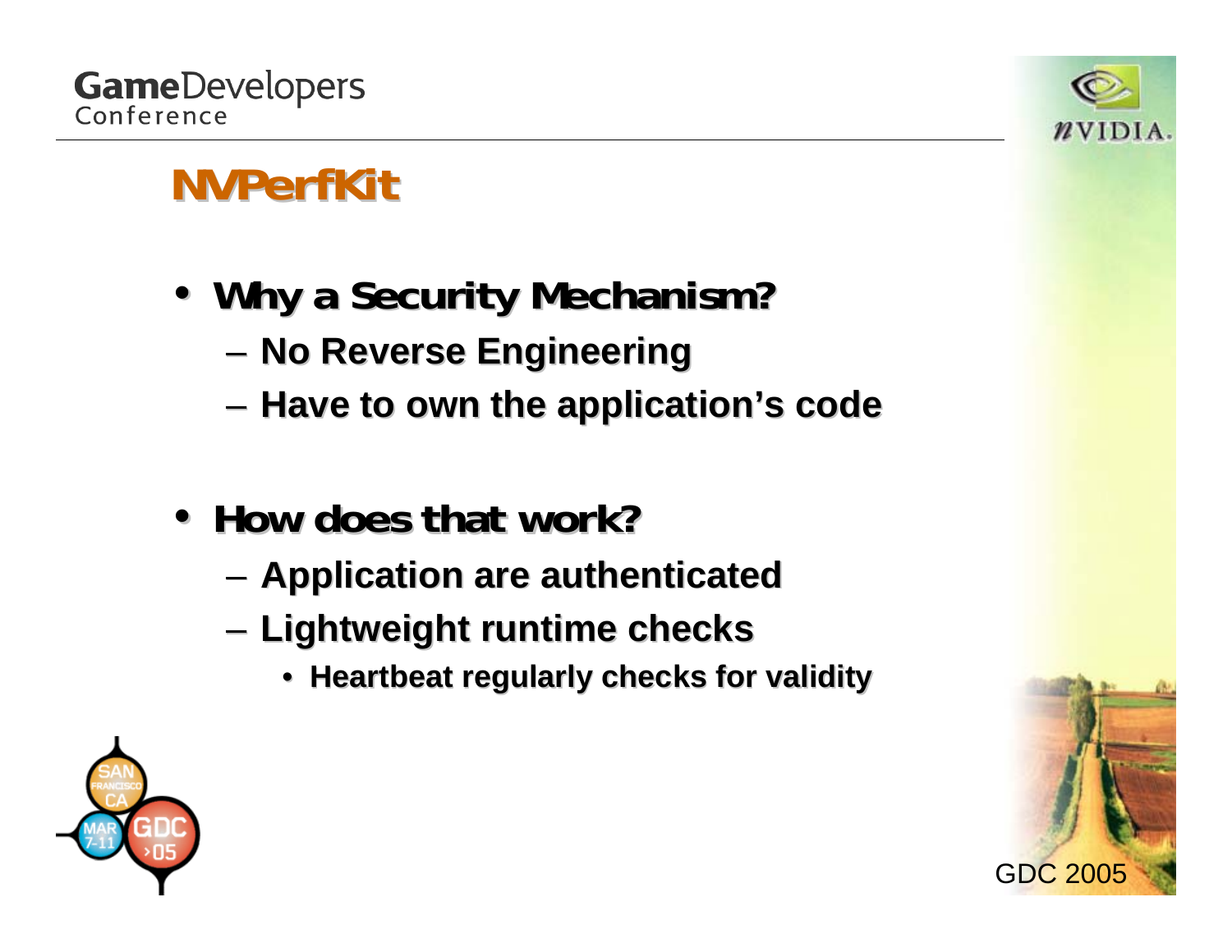# NVPerfKit

- **Why a Security Mechanism?**
  - No Reverse Engineering
  - Have to own the application's code
- **How does that work?**
  - Application are authenticated
  - Lightweight runtime checks
    - Heartbeat regularly checks for validity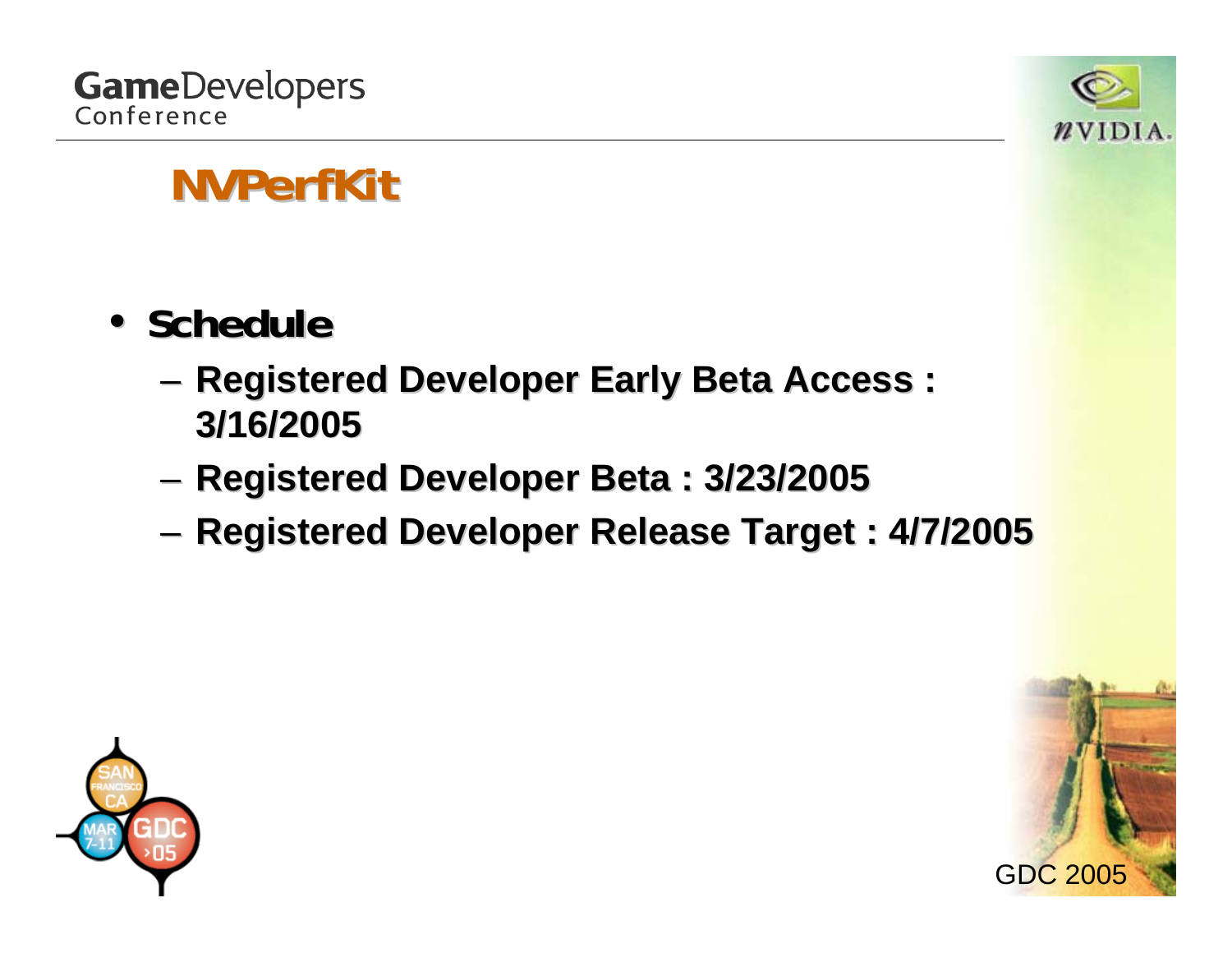# NVPerfKit

- **Schedule**
  - Registered Developer Early Beta Access : 3/16/2005
  - Registered Developer Beta : 3/23/2005
  - Registered Developer Release Target : 4/7/2005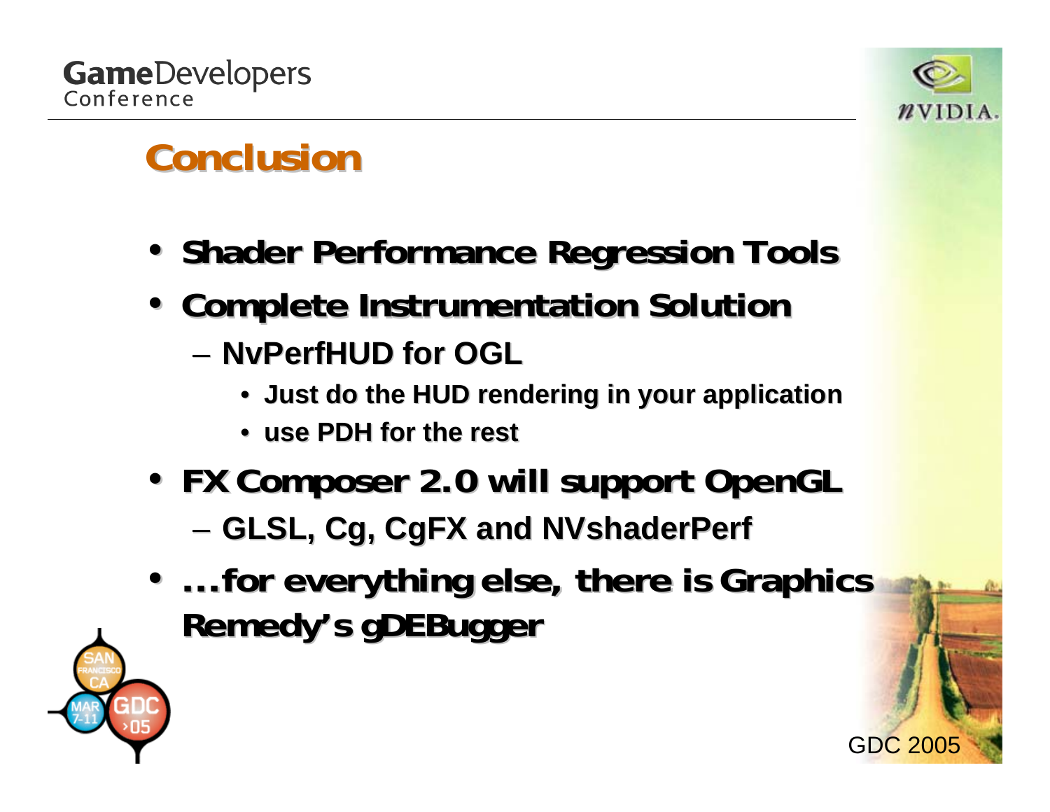# Conclusion

- **Shader Performance Regression Tools**
- **Complete Instrumentation Solution**
  - **NvPerfHUD for OGL**
    - **Just do the HUD rendering in your application**
    - **use PDH for the rest**
- **FX Composer 2.0 will support OpenGL**
  - **GLSL, Cg, CgFX and NVshaderPerf**
- **…for everything else, there is Graphics Remedy's gDEBugger**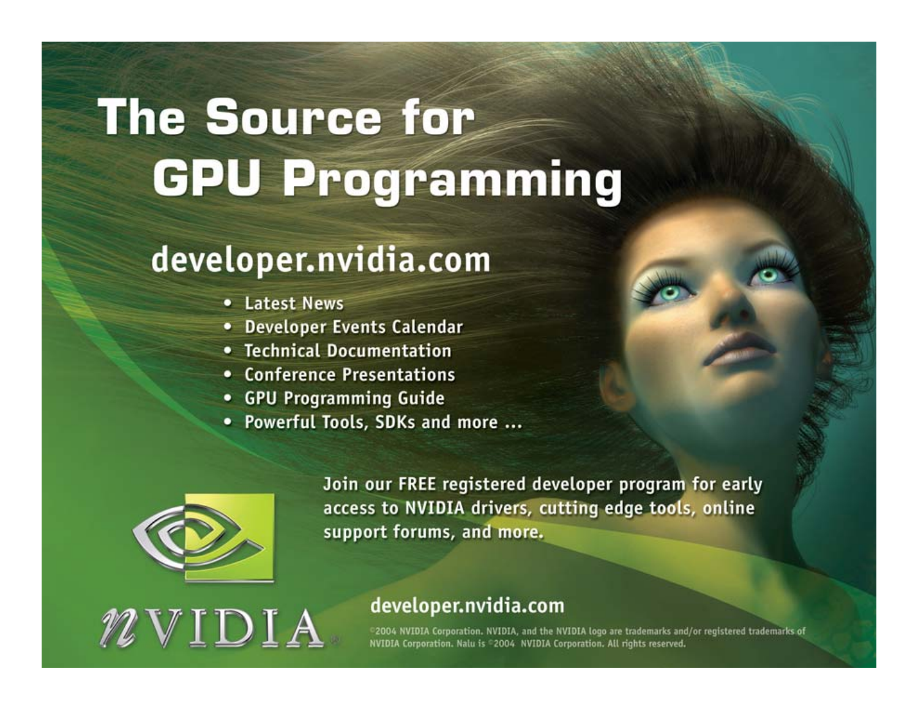# The Source for GPU Programming

## developer.nvidia.com

- Latest News
- Developer Events Calendar
- Technical Documentation
- Conference Presentations
- GPU Programming Guide
- Powerful Tools, SDKs and more ...

Join our FREE registered developer program for early access to NVIDIA drivers, cutting edge tools, online support forums, and more.

NVIDIA

developer.nvidia.com

©2004 NVIDIA Corporation. NVIDIA, and the NVIDIA logo are trademarks and/or registered trademarks of NVIDIA Corporation. Nalu is ©2004 NVIDIA Corporation. All rights reserved.